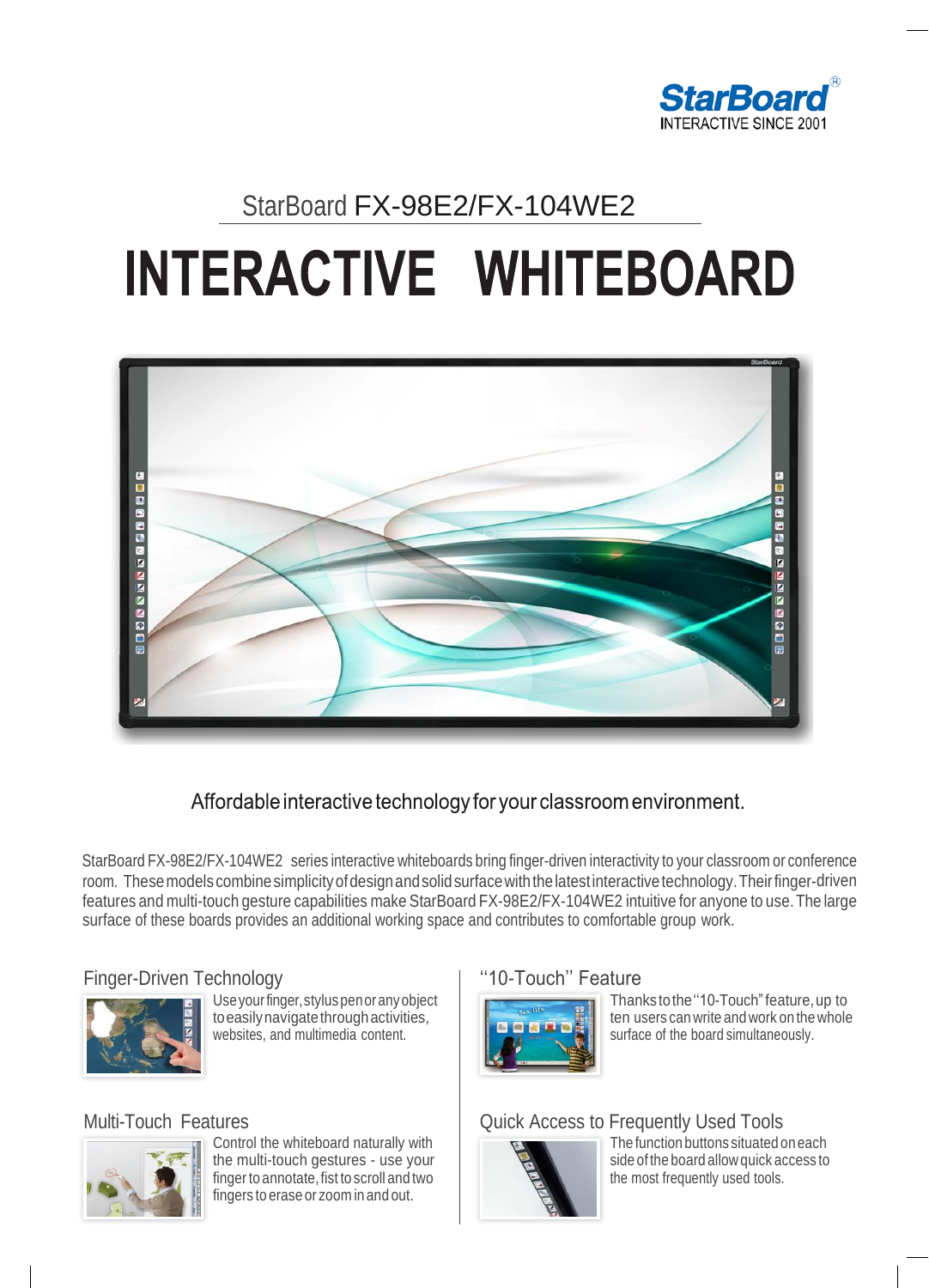StarBoard®
INTERACTIVE SINCE 2001

StarBoard FX-98E2/FX-104WE2

# INTERACTIVE WHITEBOARD

Affordable interactive technology for your classroom environment.

StarBoard FX-98E2/FX-104WE2 series interactive whiteboards bring finger-driven interactivity to your classroom or conference room. These models combine simplicity of design and solid surface with the latest interactive technology. Their finger-driven features and multi-touch gesture capabilities make StarBoard FX-98E2/FX-104WE2 intuitive for anyone to use. The large surface of these boards provides an additional working space and contributes to comfortable group work.

## Finger-Driven Technology

Use your finger, stylus pen or any object to easily navigate through activities, websites, and multimedia content.

## "10-Touch" Feature

Thanks to the "10-Touch" feature, up to ten users can write and work on the whole surface of the board simultaneously.

## Multi-Touch Features

Control the whiteboard naturally with the multi-touch gestures - use your finger to annotate, fist to scroll and two fingers to erase or zoom in and out.

## Quick Access to Frequently Used Tools

The function buttons situated on each side of the board allow quick access to the most frequently used tools.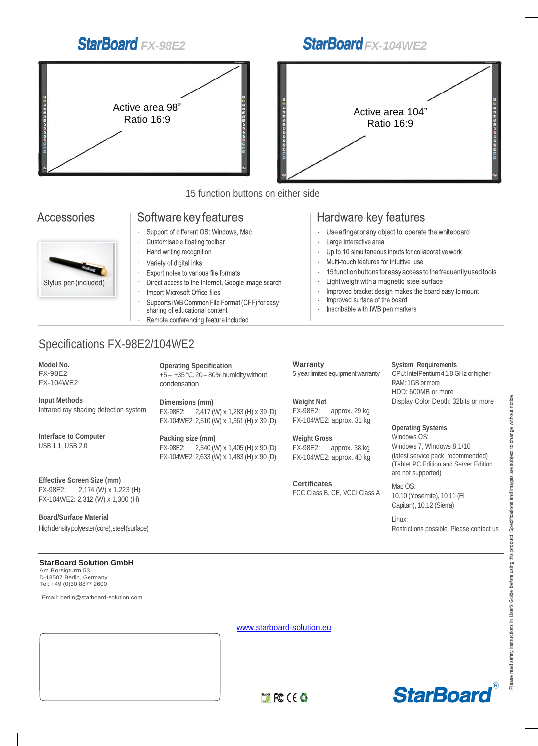## StarBoard FX-98E2

Active area 98"
Ratio 16:9

## StarBoard FX-104WE2

Active area 104"
Ratio 16:9

15 function buttons on either side

## Accessories

Stylus pen (included)

## Software key features

- Support of different OS: Windows, Mac
- Customisable floating toolbar
- Hand writing recognition
- Variety of digital inks
- Export notes to various file formats
- Direct access to the Internet, Google image search
- Import Microsoft Office files
- Supports IWB Common File Format (CFF) for easy sharing of educational content
- Remote conferencing feature included

## Hardware key features

- Use a finger or any object to operate the whiteboard
- Large interactive area
- Up to 10 simultaneous inputs for collaborative work
- Multi-touch features for intuitive use
- 15 function buttons for easy access to the frequently used tools
- Lightweight with a magnetic steel surface
- Improved bracket design makes the board easy to mount
- Improved surface of the board
- Inscribable with IWB pen markers

## Specifications FX-98E2/104WE2

**Model No.**
FX-98E2
FX-104WE2

**Input Methods**
Infrared ray shading detection system

**Interface to Computer**
USB 1.1, USB 2.0

**Effective Screen Size (mm)**
FX-98E2: 2,174 (W) x 1,223 (H)
FX-104WE2: 2,312 (W) x 1,300 (H)

**Board/Surface Material**
High density polyester (core), steel (surface)

**Operating Specification**
+5 – +35 °C, 20 – 80% humidity without condensation

**Dimensions (mm)**
FX-98E2: 2,417 (W) x 1,283 (H) x 39 (D)
FX-104WE2: 2,510 (W) x 1,361 (H) x 39 (D)

**Packing size (mm)**
FX-98E2: 2,540 (W) x 1,405 (H) x 90 (D)
FX-104WE2: 2,633 (W) x 1,483 (H) x 90 (D)

**Warranty**
5 year limited equipment warranty

**Weight Net**
FX-98E2: approx. 29 kg
FX-104WE2: approx. 31 kg

**Weight Gross**
FX-98E2: approx. 38 kg
FX-104WE2: approx. 40 kg

**Certificates**
FCC Class B, CE, VCCI Class A

**System Requirements**
CPU: Intel Pentium 4 1.8 GHz or higher
RAM: 1GB or more
HDD: 600MB or more
Display Color Depth: 32bits or more

**Operating Systems**
Windows OS:
Windows 7, Windows 8.1/10
(latest service pack recommended)
(Tablet PC Edition and Server Edition are not supported)

Mac OS:
10.10 (Yosemite), 10.11 (El Capitan), 10.12 (Sierra)

Linux:
Restrictions possible. Please contact us

**StarBoard Solution GmbH**
Am Borsigturm 53
D-13507 Berlin, Germany
Tel: +49 (0)30 8877 2600

Email: berlin@starboard-solution.com

www.starboard-solution.eu

StarBoard®

Please read safety instructions in User's Guide before using this product. Specifications and images are subject to change without notice.